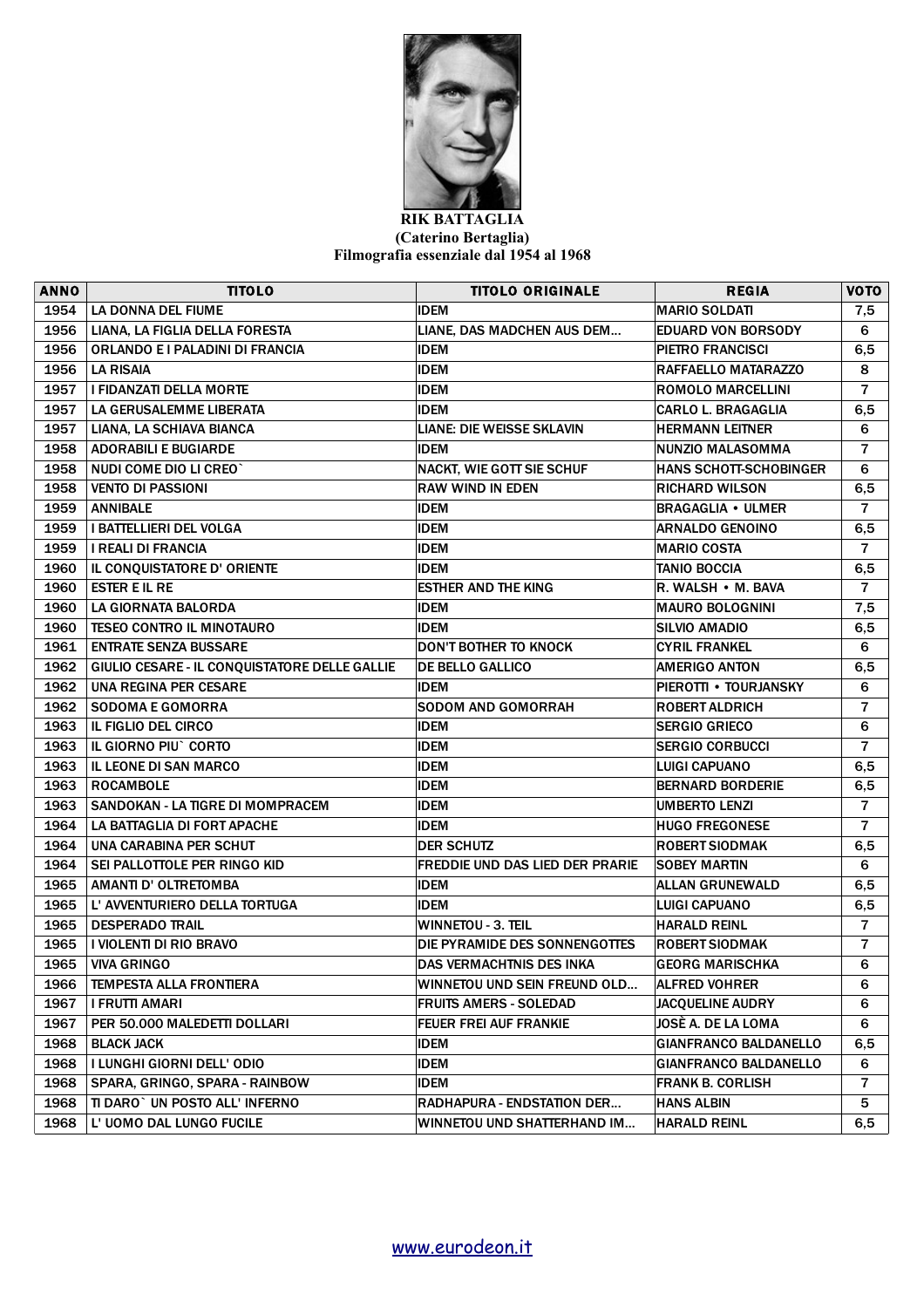**RIK BATTAGLIA**
**(Caterino Bertaglia)**
**Filmografia essenziale dal 1954 al 1968**

| ANNO | TITOLO | TITOLO ORIGINALE | REGIA | VOTO |
|---|---|---|---|---|
| 1954 | LA DONNA DEL FIUME | IDEM | MARIO SOLDATI | 7,5 |
| 1956 | LIANA, LA FIGLIA DELLA FORESTA | LIANE, DAS MADCHEN AUS DEM... | EDUARD VON BORSODY | 6 |
| 1956 | ORLANDO E I PALADINI DI FRANCIA | IDEM | PIETRO FRANCISCI | 6,5 |
| 1956 | LA RISAIA | IDEM | RAFFAELLO MATARAZZO | 8 |
| 1957 | I FIDANZATI DELLA MORTE | IDEM | ROMOLO MARCELLINI | 7 |
| 1957 | LA GERUSALEMME LIBERATA | IDEM | CARLO L. BRAGAGLIA | 6,5 |
| 1957 | LIANA, LA SCHIAVA BIANCA | LIANE: DIE WEISSE SKLAVIN | HERMANN LEITNER | 6 |
| 1958 | ADORABILI E BUGIARDE | IDEM | NUNZIO MALASOMMA | 7 |
| 1958 | NUDI COME DIO LI CREO` | NACKT, WIE GOTT SIE SCHUF | HANS SCHOTT-SCHOBINGER | 6 |
| 1958 | VENTO DI PASSIONI | RAW WIND IN EDEN | RICHARD WILSON | 6,5 |
| 1959 | ANNIBALE | IDEM | BRAGAGLIA • ULMER | 7 |
| 1959 | I BATTELLIERI DEL VOLGA | IDEM | ARNALDO GENOINO | 6,5 |
| 1959 | I REALI DI FRANCIA | IDEM | MARIO COSTA | 7 |
| 1960 | IL CONQUISTATORE D' ORIENTE | IDEM | TANIO BOCCIA | 6,5 |
| 1960 | ESTER E IL RE | ESTHER AND THE KING | R. WALSH • M. BAVA | 7 |
| 1960 | LA GIORNATA BALORDA | IDEM | MAURO BOLOGNINI | 7,5 |
| 1960 | TESEO CONTRO IL MINOTAURO | IDEM | SILVIO AMADIO | 6,5 |
| 1961 | ENTRATE SENZA BUSSARE | DON'T BOTHER TO KNOCK | CYRIL FRANKEL | 6 |
| 1962 | GIULIO CESARE - IL CONQUISTATORE DELLE GALLIE | DE BELLO GALLICO | AMERIGO ANTON | 6,5 |
| 1962 | UNA REGINA PER CESARE | IDEM | PIEROTTI • TOURJANSKY | 6 |
| 1962 | SODOMA E GOMORRA | SODOM AND GOMORRAH | ROBERT ALDRICH | 7 |
| 1963 | IL FIGLIO DEL CIRCO | IDEM | SERGIO GRIECO | 6 |
| 1963 | IL GIORNO PIU` CORTO | IDEM | SERGIO CORBUCCI | 7 |
| 1963 | IL LEONE DI SAN MARCO | IDEM | LUIGI CAPUANO | 6,5 |
| 1963 | ROCAMBOLE | IDEM | BERNARD BORDERIE | 6,5 |
| 1963 | SANDOKAN - LA TIGRE DI MOMPRACEM | IDEM | UMBERTO LENZI | 7 |
| 1964 | LA BATTAGLIA DI FORT APACHE | IDEM | HUGO FREGONESE | 7 |
| 1964 | UNA CARABINA PER SCHUT | DER SCHUTZ | ROBERT SIODMAK | 6,5 |
| 1964 | SEI PALLOTTOLE PER RINGO KID | FREDDIE UND DAS LIED DER PRARIE | SOBEY MARTIN | 6 |
| 1965 | AMANTI D' OLTRETOMBA | IDEM | ALLAN GRUNEWALD | 6,5 |
| 1965 | L' AVVENTURIERO DELLA TORTUGA | IDEM | LUIGI CAPUANO | 6,5 |
| 1965 | DESPERADO TRAIL | WINNETOU - 3. TEIL | HARALD REINL | 7 |
| 1965 | I VIOLENTI DI RIO BRAVO | DIE PYRAMIDE DES SONNENGOTTES | ROBERT SIODMAK | 7 |
| 1965 | VIVA GRINGO | DAS VERMACHTNIS DES INKA | GEORG MARISCHKA | 6 |
| 1966 | TEMPESTA ALLA FRONTIERA | WINNETOU UND SEIN FREUND OLD... | ALFRED VOHRER | 6 |
| 1967 | I FRUTTI AMARI | FRUITS AMERS - SOLEDAD | JACQUELINE AUDRY | 6 |
| 1967 | PER 50.000 MALEDETTI DOLLARI | FEUER FREI AUF FRANKIE | JOSÈ A. DE LA LOMA | 6 |
| 1968 | BLACK JACK | IDEM | GIANFRANCO BALDANELLO | 6,5 |
| 1968 | I LUNGHI GIORNI DELL' ODIO | IDEM | GIANFRANCO BALDANELLO | 6 |
| 1968 | SPARA, GRINGO, SPARA - RAINBOW | IDEM | FRANK B. CORLISH | 7 |
| 1968 | TI DARO` UN POSTO ALL' INFERNO | RADHAPURA - ENDSTATION DER... | HANS ALBIN | 5 |
| 1968 | L' UOMO DAL LUNGO FUCILE | WINNETOU UND SHATTERHAND IM... | HARALD REINL | 6,5 |

www.eurodeon.it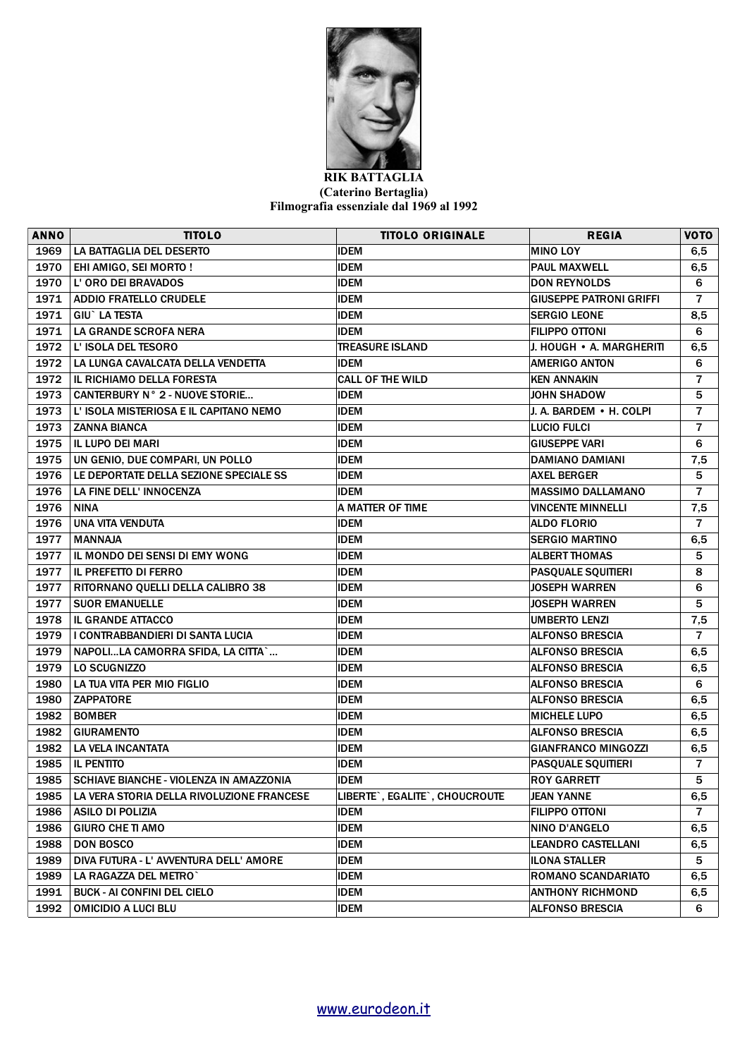**RIK BATTAGLIA**
**(Caterino Bertaglia)**
**Filmografia essenziale dal 1969 al 1992**

| ANNO | TITOLO | TITOLO ORIGINALE | REGIA | VOTO |
|---|---|---|---|---|
| 1969 | LA BATTAGLIA DEL DESERTO | IDEM | MINO LOY | 6,5 |
| 1970 | EHI AMIGO, SEI MORTO ! | IDEM | PAUL MAXWELL | 6,5 |
| 1970 | L' ORO DEI BRAVADOS | IDEM | DON REYNOLDS | 6 |
| 1971 | ADDIO FRATELLO CRUDELE | IDEM | GIUSEPPE PATRONI GRIFFI | 7 |
| 1971 | GIU` LA TESTA | IDEM | SERGIO LEONE | 8,5 |
| 1971 | LA GRANDE SCROFA NERA | IDEM | FILIPPO OTTONI | 6 |
| 1972 | L' ISOLA DEL TESORO | TREASURE ISLAND | J. HOUGH • A. MARGHERITI | 6,5 |
| 1972 | LA LUNGA CAVALCATA DELLA VENDETTA | IDEM | AMERIGO ANTON | 6 |
| 1972 | IL RICHIAMO DELLA FORESTA | CALL OF THE WILD | KEN ANNAKIN | 7 |
| 1973 | CANTERBURY N° 2 - NUOVE STORIE... | IDEM | JOHN SHADOW | 5 |
| 1973 | L' ISOLA MISTERIOSA E IL CAPITANO NEMO | IDEM | J. A. BARDEM • H. COLPI | 7 |
| 1973 | ZANNA BIANCA | IDEM | LUCIO FULCI | 7 |
| 1975 | IL LUPO DEI MARI | IDEM | GIUSEPPE VARI | 6 |
| 1975 | UN GENIO, DUE COMPARI, UN POLLO | IDEM | DAMIANO DAMIANI | 7,5 |
| 1976 | LE DEPORTATE DELLA SEZIONE SPECIALE SS | IDEM | AXEL BERGER | 5 |
| 1976 | LA FINE DELL' INNOCENZA | IDEM | MASSIMO DALLAMANO | 7 |
| 1976 | NINA | A MATTER OF TIME | VINCENTE MINNELLI | 7,5 |
| 1976 | UNA VITA VENDUTA | IDEM | ALDO FLORIO | 7 |
| 1977 | MANNAJA | IDEM | SERGIO MARTINO | 6,5 |
| 1977 | IL MONDO DEI SENSI DI EMY WONG | IDEM | ALBERT THOMAS | 5 |
| 1977 | IL PREFETTO DI FERRO | IDEM | PASQUALE SQUITIERI | 8 |
| 1977 | RITORNANO QUELLI DELLA CALIBRO 38 | IDEM | JOSEPH WARREN | 6 |
| 1977 | SUOR EMANUELLE | IDEM | JOSEPH WARREN | 5 |
| 1978 | IL GRANDE ATTACCO | IDEM | UMBERTO LENZI | 7,5 |
| 1979 | I CONTRABBANDIERI DI SANTA LUCIA | IDEM | ALFONSO BRESCIA | 7 |
| 1979 | NAPOLI...LA CAMORRA SFIDA, LA CITTA`... | IDEM | ALFONSO BRESCIA | 6,5 |
| 1979 | LO SCUGNIZZO | IDEM | ALFONSO BRESCIA | 6,5 |
| 1980 | LA TUA VITA PER MIO FIGLIO | IDEM | ALFONSO BRESCIA | 6 |
| 1980 | ZAPPATORE | IDEM | ALFONSO BRESCIA | 6,5 |
| 1982 | BOMBER | IDEM | MICHELE LUPO | 6,5 |
| 1982 | GIURAMENTO | IDEM | ALFONSO BRESCIA | 6,5 |
| 1982 | LA VELA INCANTATA | IDEM | GIANFRANCO MINGOZZI | 6,5 |
| 1985 | IL PENTITO | IDEM | PASQUALE SQUITIERI | 7 |
| 1985 | SCHIAVE BIANCHE - VIOLENZA IN AMAZZONIA | IDEM | ROY GARRETT | 5 |
| 1985 | LA VERA STORIA DELLA RIVOLUZIONE FRANCESE | LIBERTE`, EGALITE`, CHOUCROUTE | JEAN YANNE | 6,5 |
| 1986 | ASILO DI POLIZIA | IDEM | FILIPPO OTTONI | 7 |
| 1986 | GIURO CHE TI AMO | IDEM | NINO D'ANGELO | 6,5 |
| 1988 | DON BOSCO | IDEM | LEANDRO CASTELLANI | 6,5 |
| 1989 | DIVA FUTURA - L' AVVENTURA DELL' AMORE | IDEM | ILONA STALLER | 5 |
| 1989 | LA RAGAZZA DEL METRO` | IDEM | ROMANO SCANDARIATO | 6,5 |
| 1991 | BUCK - AI CONFINI DEL CIELO | IDEM | ANTHONY RICHMOND | 6,5 |
| 1992 | OMICIDIO A LUCI BLU | IDEM | ALFONSO BRESCIA | 6 |

www.eurodeon.it